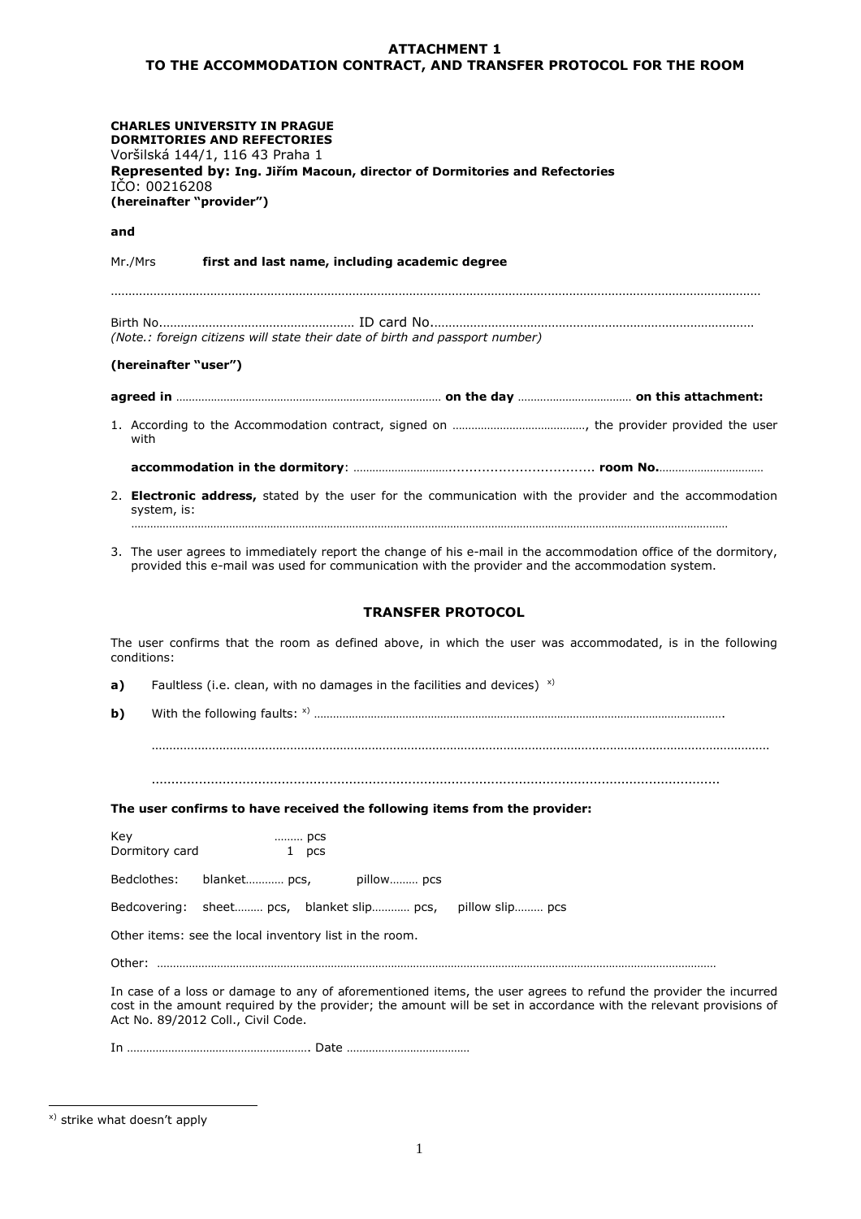## ATTACHMENT 1
## TO THE ACCOMMODATION CONTRACT, AND TRANSFER PROTOCOL FOR THE ROOM

**CHARLES UNIVERSITY IN PRAGUE**
**DORMITORIES AND REFECTORIES**
Voršilská 144/1, 116 43 Praha 1
**Represented by: Ing. Jiřím Macoun, director of Dormitories and Refectories**
IČO: 00216208
**(hereinafter "provider")**

**and**

Mr./Mrs **first and last name, including academic degree**

………………………………………………………………………………………………………………………………………………………

Birth No.……………………………………………… ID card No.……………………………………………………………………………
*(Note.: foreign citizens will state their date of birth and passport number)*

**(hereinafter "user")**

**agreed in** ………………………………………………………………… **on the day** ……………………………… **on this attachment:**

1. According to the Accommodation contract, signed on ……………………………………, the provider provided the user with

   **accommodation in the dormitory**: ……………………….............................. **room No.**……………………………

2. **Electronic address,** stated by the user for the communication with the provider and the accommodation system, is:
   ………………………………………………………………………………………………………………………………………………………

3. The user agrees to immediately report the change of his e-mail in the accommodation office of the dormitory, provided this e-mail was used for communication with the provider and the accommodation system.

### TRANSFER PROTOCOL

The user confirms that the room as defined above, in which the user was accommodated, is in the following conditions:

**a)** Faultless (i.e. clean, with no damages in the facilities and devices) [x)]

**b)** With the following faults: [x)] ……………………………………………………………………………………………………….

………………………………………………………………………………………………………………………………………………………

………………………………………………………………………………………………………………………………………

**The user confirms to have received the following items from the provider:**

Key ……… pcs
Dormitory card 1 pcs

Bedclothes: blanket………… pcs, pillow……… pcs

Bedcovering: sheet……… pcs, blanket slip………… pcs, pillow slip……… pcs

Other items: see the local inventory list in the room.

Other: …………………………………………………………………………………………………………………………………………

In case of a loss or damage to any of aforementioned items, the user agrees to refund the provider the incurred cost in the amount required by the provider; the amount will be set in accordance with the relevant provisions of Act No. 89/2012 Coll., Civil Code.

In ………………………………………………….. Date …………………………………

---

[x)] strike what doesn't apply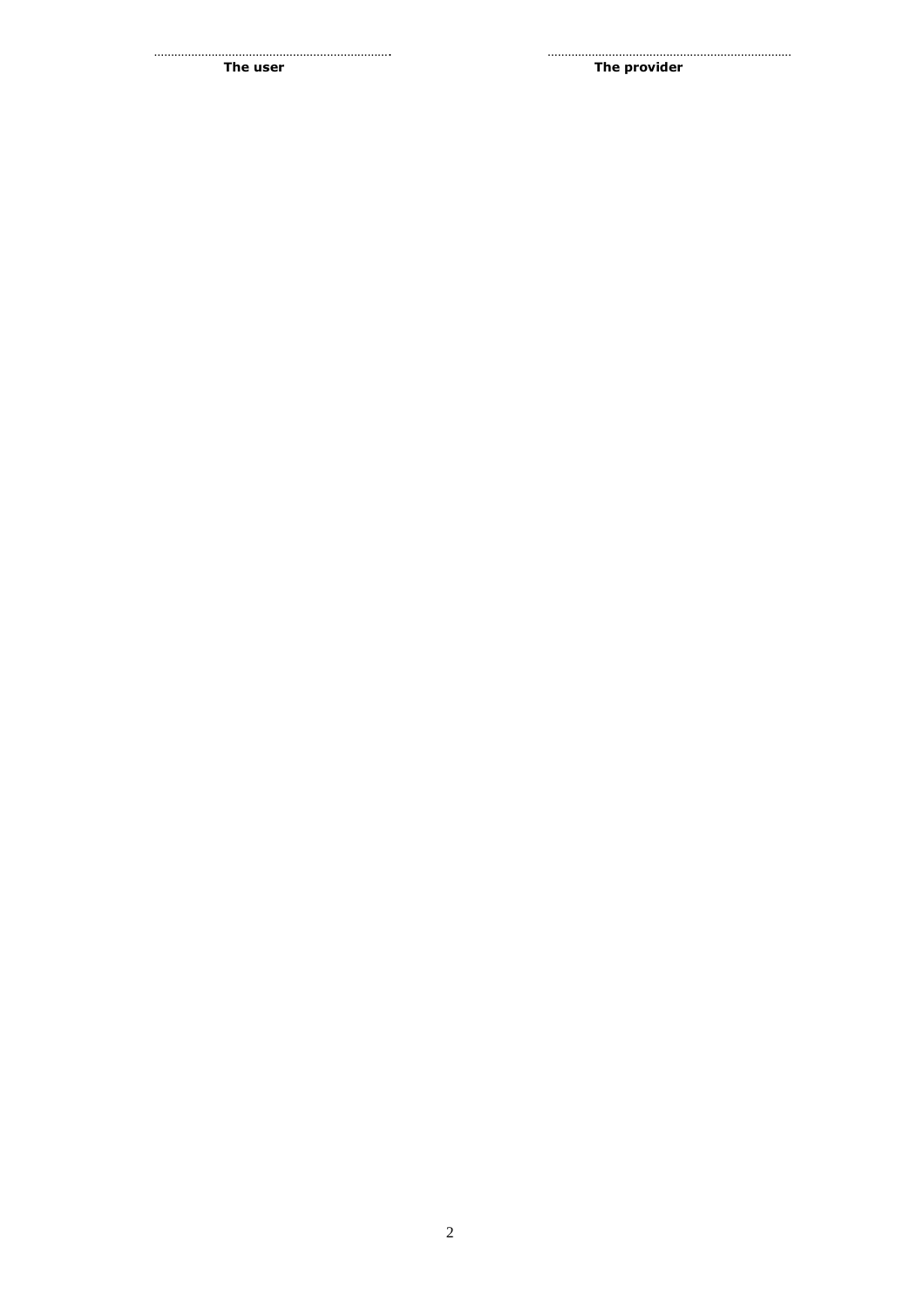……………………………………………………………. ………………………………………………………………

**The user** **The provider**